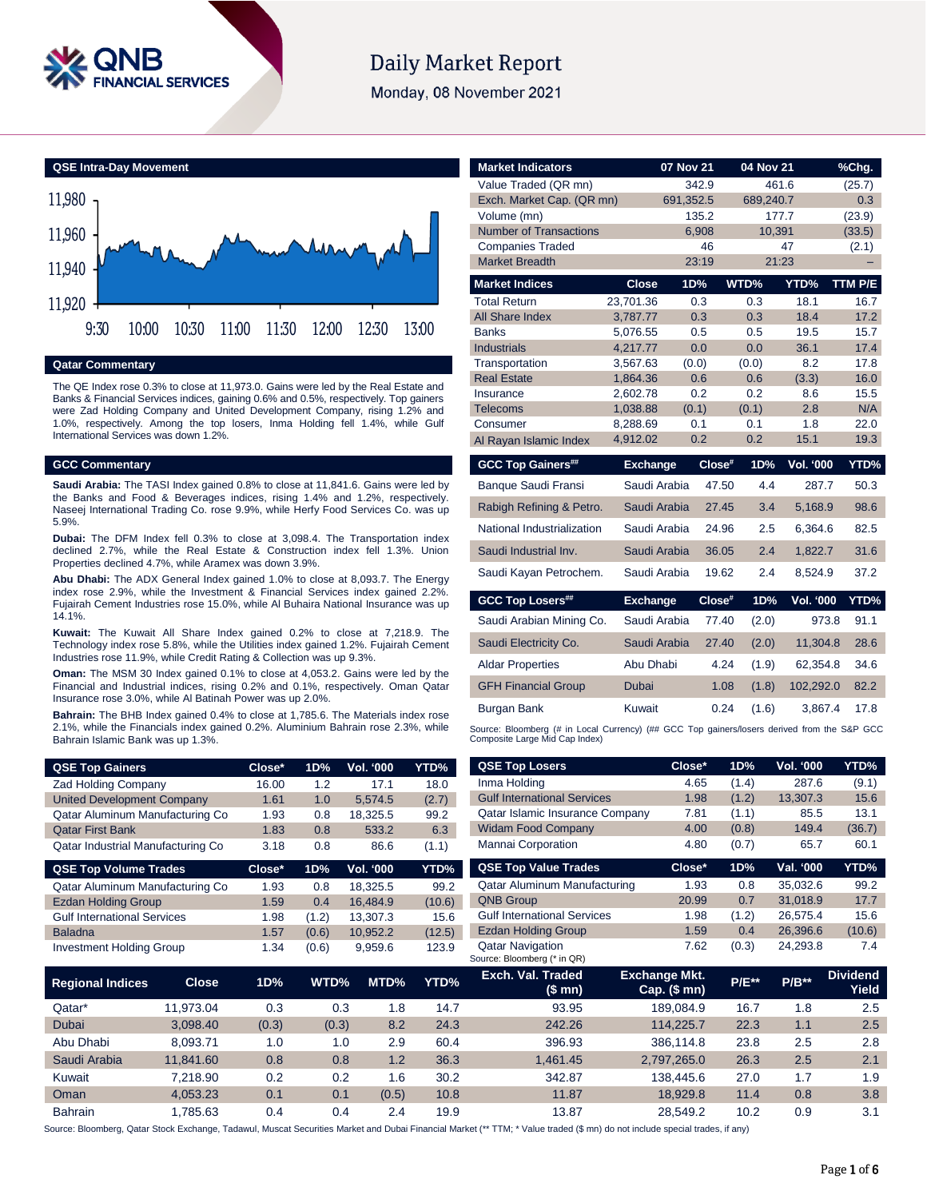# Daily Market Report

Monday, 08 November 2021

## QSE Intra-Day Movement

## Qatar Commentary

The QE Index rose 0.3% to close at 11,973.0. Gains were led by the Real Estate and Banks & Financial Services indices, gaining 0.6% and 0.5%, respectively. Top gainers were Zad Holding Company and United Development Company, rising 1.2% and 1.0%, respectively. Among the top losers, Inma Holding fell 1.4%, while Gulf International Services was down 1.2%.

## GCC Commentary

**Saudi Arabia:** The TASI Index gained 0.8% to close at 11,841.6. Gains were led by the Banks and Food & Beverages indices, rising 1.4% and 1.2%, respectively. Naseej International Trading Co. rose 9.9%, while Herfy Food Services Co. was up 5.9%.

**Dubai:** The DFM Index fell 0.3% to close at 3,098.4. The Transportation index declined 2.7%, while the Real Estate & Construction index fell 1.3%. Union Properties declined 4.7%, while Aramex was down 3.9%.

**Abu Dhabi:** The ADX General Index gained 1.0% to close at 8,093.7. The Energy index rose 2.9%, while the Investment & Financial Services index gained 2.2%. Fujairah Cement Industries rose 15.0%, while Al Buhaira National Insurance was up 14.1%.

**Kuwait:** The Kuwait All Share Index gained 0.2% to close at 7,218.9. The Technology index rose 5.8%, while the Utilities index gained 1.2%. Fujairah Cement Industries rose 11.9%, while Credit Rating & Collection was up 9.3%.

**Oman:** The MSM 30 Index gained 0.1% to close at 4,053.2. Gains were led by the Financial and Industrial indices, rising 0.2% and 0.1%, respectively. Oman Qatar Insurance rose 3.0%, while Al Batinah Power was up 2.0%.

**Bahrain:** The BHB Index gained 0.4% to close at 1,785.6. The Materials index rose 2.1%, while the Financials index gained 0.2%. Aluminium Bahrain rose 2.3%, while Bahrain Islamic Bank was up 1.3%.

| Market Indicators | 07 Nov 21 | 04 Nov 21 | %Chg. |
|---|---|---|---|
| Value Traded (QR mn) | 342.9 | 461.6 | (25.7) |
| Exch. Market Cap. (QR mn) | 691,352.5 | 689,240.7 | 0.3 |
| Volume (mn) | 135.2 | 177.7 | (23.9) |
| Number of Transactions | 6,908 | 10,391 | (33.5) |
| Companies Traded | 46 | 47 | (2.1) |
| Market Breadth | 23:19 | 21:23 | – |

| Market Indices | Close | 1D% | WTD% | YTD% | TTM P/E |
|---|---|---|---|---|---|
| Total Return | 23,701.36 | 0.3 | 0.3 | 18.1 | 16.7 |
| All Share Index | 3,787.77 | 0.3 | 0.3 | 18.4 | 17.2 |
| Banks | 5,076.55 | 0.5 | 0.5 | 19.5 | 15.7 |
| Industrials | 4,217.77 | 0.0 | 0.0 | 36.1 | 17.4 |
| Transportation | 3,567.63 | (0.0) | (0.0) | 8.2 | 17.8 |
| Real Estate | 1,864.36 | 0.6 | 0.6 | (3.3) | 16.0 |
| Insurance | 2,602.78 | 0.2 | 0.2 | 8.6 | 15.5 |
| Telecoms | 1,038.88 | (0.1) | (0.1) | 2.8 | N/A |
| Consumer | 8,288.69 | 0.1 | 0.1 | 1.8 | 22.0 |
| Al Rayan Islamic Index | 4,912.02 | 0.2 | 0.2 | 15.1 | 19.3 |

| GCC Top Gainers## | Exchange | Close# | 1D% | Vol. '000 | YTD% |
|---|---|---|---|---|---|
| Banque Saudi Fransi | Saudi Arabia | 47.50 | 4.4 | 287.7 | 50.3 |
| Rabigh Refining & Petro. | Saudi Arabia | 27.45 | 3.4 | 5,168.9 | 98.6 |
| National Industrialization | Saudi Arabia | 24.96 | 2.5 | 6,364.6 | 82.5 |
| Saudi Industrial Inv. | Saudi Arabia | 36.05 | 2.4 | 1,822.7 | 31.6 |
| Saudi Kayan Petrochem. | Saudi Arabia | 19.62 | 2.4 | 8,524.9 | 37.2 |

| GCC Top Losers## | Exchange | Close# | 1D% | Vol. '000 | YTD% |
|---|---|---|---|---|---|
| Saudi Arabian Mining Co. | Saudi Arabia | 77.40 | (2.0) | 973.8 | 91.1 |
| Saudi Electricity Co. | Saudi Arabia | 27.40 | (2.0) | 11,304.8 | 28.6 |
| Aldar Properties | Abu Dhabi | 4.24 | (1.9) | 62,354.8 | 34.6 |
| GFH Financial Group | Dubai | 1.08 | (1.8) | 102,292.0 | 82.2 |
| Burgan Bank | Kuwait | 0.24 | (1.6) | 3,867.4 | 17.8 |

Source: Bloomberg (# in Local Currency) (## GCC Top gainers/losers derived from the S&P GCC Composite Large Mid Cap Index)

| QSE Top Gainers | Close* | 1D% | Vol. '000 | YTD% |
|---|---|---|---|---|
| Zad Holding Company | 16.00 | 1.2 | 17.1 | 18.0 |
| United Development Company | 1.61 | 1.0 | 5,574.5 | (2.7) |
| Qatar Aluminum Manufacturing Co | 1.93 | 0.8 | 18,325.5 | 99.2 |
| Qatar First Bank | 1.83 | 0.8 | 533.2 | 6.3 |
| Qatar Industrial Manufacturing Co | 3.18 | 0.8 | 86.6 | (1.1) |

| QSE Top Volume Trades | Close* | 1D% | Vol. '000 | YTD% |
|---|---|---|---|---|
| Qatar Aluminum Manufacturing Co | 1.93 | 0.8 | 18,325.5 | 99.2 |
| Ezdan Holding Group | 1.59 | 0.4 | 16,484.9 | (10.6) |
| Gulf International Services | 1.98 | (1.2) | 13,307.3 | 15.6 |
| Baladna | 1.57 | (0.6) | 10,952.2 | (12.5) |
| Investment Holding Group | 1.34 | (0.6) | 9,959.6 | 123.9 |

| QSE Top Losers | Close* | 1D% | Vol. '000 | YTD% |
|---|---|---|---|---|
| Inma Holding | 4.65 | (1.4) | 287.6 | (9.1) |
| Gulf International Services | 1.98 | (1.2) | 13,307.3 | 15.6 |
| Qatar Islamic Insurance Company | 7.81 | (1.1) | 85.5 | 13.1 |
| Widam Food Company | 4.00 | (0.8) | 149.4 | (36.7) |
| Mannai Corporation | 4.80 | (0.7) | 65.7 | 60.1 |

| QSE Top Value Trades | Close* | 1D% | Val. '000 | YTD% |
|---|---|---|---|---|
| Qatar Aluminum Manufacturing | 1.93 | 0.8 | 35,032.6 | 99.2 |
| QNB Group | 20.99 | 0.7 | 31,018.9 | 17.7 |
| Gulf International Services | 1.98 | (1.2) | 26,575.4 | 15.6 |
| Ezdan Holding Group | 1.59 | 0.4 | 26,396.6 | (10.6) |
| Qatar Navigation | 7.62 | (0.3) | 24,293.8 | 7.4 |

Source: Bloomberg (* in QR)

| Regional Indices | Close | 1D% | WTD% | MTD% | YTD% | Exch. Val. Traded ($ mn) | Exchange Mkt. Cap. ($ mn) | P/E** | P/B** | Dividend Yield |
|---|---|---|---|---|---|---|---|---|---|---|
| Qatar* | 11,973.04 | 0.3 | 0.3 | 1.8 | 14.7 | 93.95 | 189,084.9 | 16.7 | 1.8 | 2.5 |
| Dubai | 3,098.40 | (0.3) | (0.3) | 8.2 | 24.3 | 242.26 | 114,225.7 | 22.3 | 1.1 | 2.5 |
| Abu Dhabi | 8,093.71 | 1.0 | 1.0 | 2.9 | 60.4 | 396.93 | 386,114.8 | 23.8 | 2.5 | 2.8 |
| Saudi Arabia | 11,841.60 | 0.8 | 0.8 | 1.2 | 36.3 | 1,461.45 | 2,797,265.0 | 26.3 | 2.5 | 2.1 |
| Kuwait | 7,218.90 | 0.2 | 0.2 | 1.6 | 30.2 | 342.87 | 138,445.6 | 27.0 | 1.7 | 1.9 |
| Oman | 4,053.23 | 0.1 | 0.1 | (0.5) | 10.8 | 11.87 | 18,929.8 | 11.4 | 0.8 | 3.8 |
| Bahrain | 1,785.63 | 0.4 | 0.4 | 2.4 | 19.9 | 13.87 | 28,549.2 | 10.2 | 0.9 | 3.1 |

Source: Bloomberg, Qatar Stock Exchange, Tadawul, Muscat Securities Market and Dubai Financial Market (** TTM; * Value traded ($ mn) do not include special trades, if any)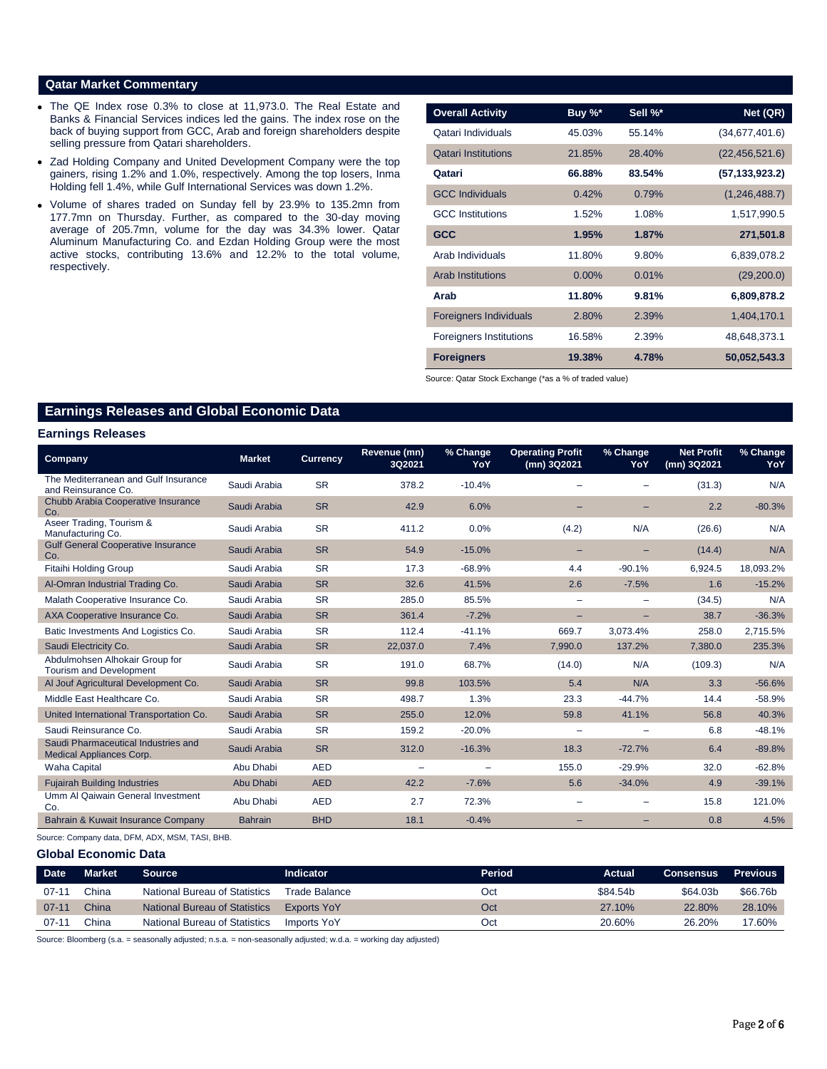## Qatar Market Commentary

- The QE Index rose 0.3% to close at 11,973.0. The Real Estate and Banks & Financial Services indices led the gains. The index rose on the back of buying support from GCC, Arab and foreign shareholders despite selling pressure from Qatari shareholders.
- Zad Holding Company and United Development Company were the top gainers, rising 1.2% and 1.0%, respectively. Among the top losers, Inma Holding fell 1.4%, while Gulf International Services was down 1.2%.
- Volume of shares traded on Sunday fell by 23.9% to 135.2mn from 177.7mn on Thursday. Further, as compared to the 30-day moving average of 205.7mn, volume for the day was 34.3% lower. Qatar Aluminum Manufacturing Co. and Ezdan Holding Group were the most active stocks, contributing 13.6% and 12.2% to the total volume, respectively.

| Overall Activity | Buy %* | Sell %* | Net (QR) |
|---|---|---|---|
| Qatari Individuals | 45.03% | 55.14% | (34,677,401.6) |
| Qatari Institutions | 21.85% | 28.40% | (22,456,521.6) |
| **Qatari** | **66.88%** | **83.54%** | **(57,133,923.2)** |
| GCC Individuals | 0.42% | 0.79% | (1,246,488.7) |
| GCC Institutions | 1.52% | 1.08% | 1,517,990.5 |
| **GCC** | **1.95%** | **1.87%** | **271,501.8** |
| Arab Individuals | 11.80% | 9.80% | 6,839,078.2 |
| Arab Institutions | 0.00% | 0.01% | (29,200.0) |
| **Arab** | **11.80%** | **9.81%** | **6,809,878.2** |
| Foreigners Individuals | 2.80% | 2.39% | 1,404,170.1 |
| Foreigners Institutions | 16.58% | 2.39% | 48,648,373.1 |
| **Foreigners** | **19.38%** | **4.78%** | **50,052,543.3** |

Source: Qatar Stock Exchange (*as a % of traded value)

## Earnings Releases and Global Economic Data

### Earnings Releases

| Company | Market | Currency | Revenue (mn) 3Q2021 | % Change YoY | Operating Profit (mn) 3Q2021 | % Change YoY | Net Profit (mn) 3Q2021 | % Change YoY |
|---|---|---|---|---|---|---|---|---|
| The Mediterranean and Gulf Insurance and Reinsurance Co. | Saudi Arabia | SR | 378.2 | -10.4% | – | – | (31.3) | N/A |
| Chubb Arabia Cooperative Insurance Co. | Saudi Arabia | SR | 42.9 | 6.0% | – | – | 2.2 | -80.3% |
| Aseer Trading, Tourism & Manufacturing Co. | Saudi Arabia | SR | 411.2 | 0.0% | (4.2) | N/A | (26.6) | N/A |
| Gulf General Cooperative Insurance Co. | Saudi Arabia | SR | 54.9 | -15.0% | – | – | (14.4) | N/A |
| Fitaihi Holding Group | Saudi Arabia | SR | 17.3 | -68.9% | 4.4 | -90.1% | 6,924.5 | 18,093.2% |
| Al-Omran Industrial Trading Co. | Saudi Arabia | SR | 32.6 | 41.5% | 2.6 | -7.5% | 1.6 | -15.2% |
| Malath Cooperative Insurance Co. | Saudi Arabia | SR | 285.0 | 85.5% | – | – | (34.5) | N/A |
| AXA Cooperative Insurance Co. | Saudi Arabia | SR | 361.4 | -7.2% | – | – | 38.7 | -36.3% |
| Batic Investments And Logistics Co. | Saudi Arabia | SR | 112.4 | -41.1% | 669.7 | 3,073.4% | 258.0 | 2,715.5% |
| Saudi Electricity Co. | Saudi Arabia | SR | 22,037.0 | 7.4% | 7,990.0 | 137.2% | 7,380.0 | 235.3% |
| Abdulmohsen Alhokair Group for Tourism and Development | Saudi Arabia | SR | 191.0 | 68.7% | (14.0) | N/A | (109.3) | N/A |
| Al Jouf Agricultural Development Co. | Saudi Arabia | SR | 99.8 | 103.5% | 5.4 | N/A | 3.3 | -56.6% |
| Middle East Healthcare Co. | Saudi Arabia | SR | 498.7 | 1.3% | 23.3 | -44.7% | 14.4 | -58.9% |
| United International Transportation Co. | Saudi Arabia | SR | 255.0 | 12.0% | 59.8 | 41.1% | 56.8 | 40.3% |
| Saudi Reinsurance Co. | Saudi Arabia | SR | 159.2 | -20.0% | – | – | 6.8 | -48.1% |
| Saudi Pharmaceutical Industries and Medical Appliances Corp. | Saudi Arabia | SR | 312.0 | -16.3% | 18.3 | -72.7% | 6.4 | -89.8% |
| Waha Capital | Abu Dhabi | AED | – | – | 155.0 | -29.9% | 32.0 | -62.8% |
| Fujairah Building Industries | Abu Dhabi | AED | 42.2 | -7.6% | 5.6 | -34.0% | 4.9 | -39.1% |
| Umm Al Qaiwain General Investment Co. | Abu Dhabi | AED | 2.7 | 72.3% | – | – | 15.8 | 121.0% |
| Bahrain & Kuwait Insurance Company | Bahrain | BHD | 18.1 | -0.4% | – | – | 0.8 | 4.5% |

Source: Company data, DFM, ADX, MSM, TASI, BHB.

### Global Economic Data

| Date | Market | Source | Indicator | Period | Actual | Consensus | Previous |
|---|---|---|---|---|---|---|---|
| 07-11 | China | National Bureau of Statistics | Trade Balance | Oct | $84.54b | $64.03b | $66.76b |
| 07-11 | China | National Bureau of Statistics | Exports YoY | Oct | 27.10% | 22.80% | 28.10% |
| 07-11 | China | National Bureau of Statistics | Imports YoY | Oct | 20.60% | 26.20% | 17.60% |

Source: Bloomberg (s.a. = seasonally adjusted; n.s.a. = non-seasonally adjusted; w.d.a. = working day adjusted)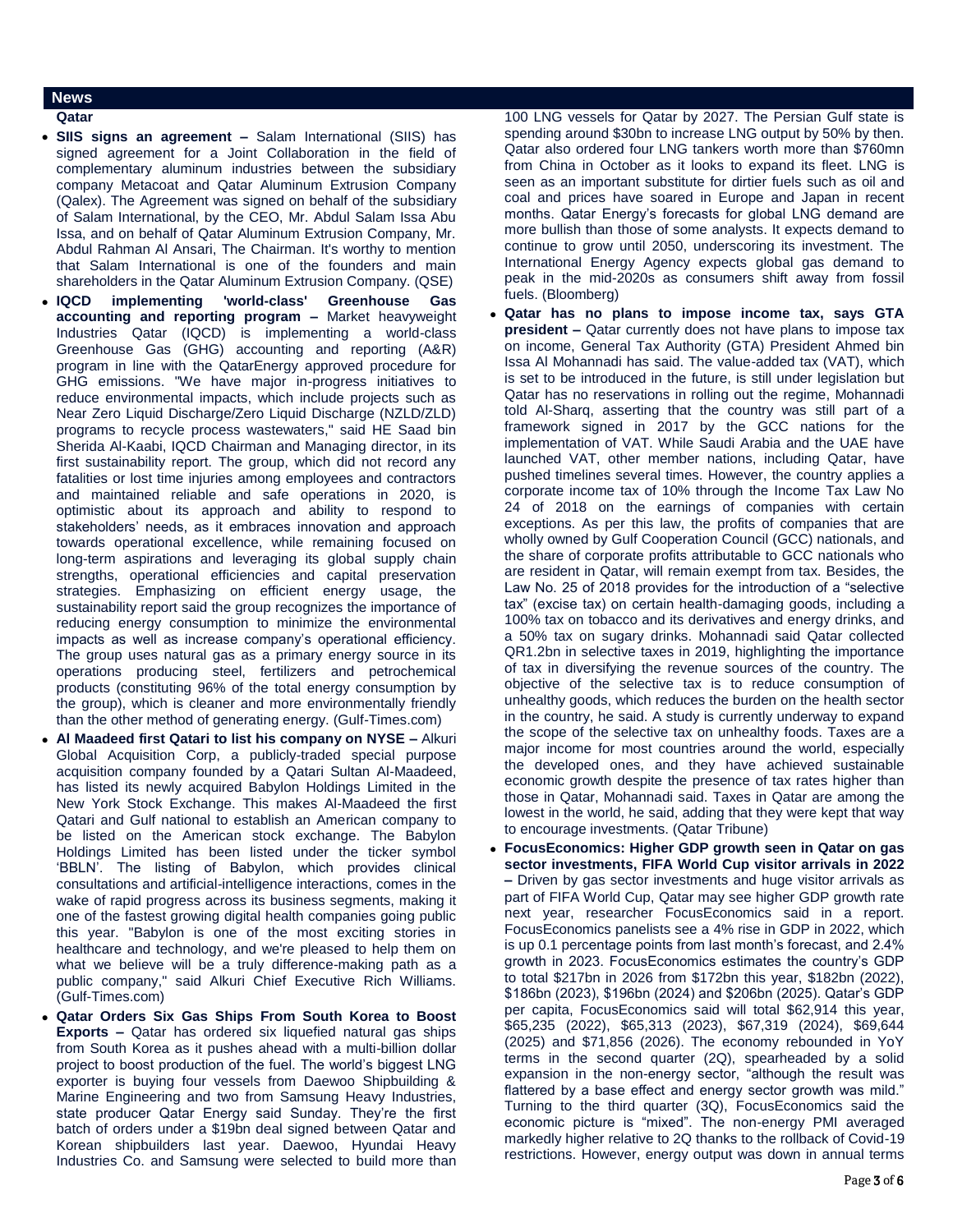## News

### Qatar

- **SIIS signs an agreement –** Salam International (SIIS) has signed agreement for a Joint Collaboration in the field of complementary aluminum industries between the subsidiary company Metacoat and Qatar Aluminum Extrusion Company (Qalex). The Agreement was signed on behalf of the subsidiary of Salam International, by the CEO, Mr. Abdul Salam Issa Abu Issa, and on behalf of Qatar Aluminum Extrusion Company, Mr. Abdul Rahman Al Ansari, The Chairman. It's worthy to mention that Salam International is one of the founders and main shareholders in the Qatar Aluminum Extrusion Company. (QSE)
- **IQCD implementing 'world-class' Greenhouse Gas accounting and reporting program –** Market heavyweight Industries Qatar (IQCD) is implementing a world-class Greenhouse Gas (GHG) accounting and reporting (A&R) program in line with the QatarEnergy approved procedure for GHG emissions. "We have major in-progress initiatives to reduce environmental impacts, which include projects such as Near Zero Liquid Discharge/Zero Liquid Discharge (NZLD/ZLD) programs to recycle process wastewaters," said HE Saad bin Sherida Al-Kaabi, IQCD Chairman and Managing director, in its first sustainability report. The group, which did not record any fatalities or lost time injuries among employees and contractors and maintained reliable and safe operations in 2020, is optimistic about its approach and ability to respond to stakeholders' needs, as it embraces innovation and approach towards operational excellence, while remaining focused on long-term aspirations and leveraging its global supply chain strengths, operational efficiencies and capital preservation strategies. Emphasizing on efficient energy usage, the sustainability report said the group recognizes the importance of reducing energy consumption to minimize the environmental impacts as well as increase company's operational efficiency. The group uses natural gas as a primary energy source in its operations producing steel, fertilizers and petrochemical products (constituting 96% of the total energy consumption by the group), which is cleaner and more environmentally friendly than the other method of generating energy. (Gulf-Times.com)
- **Al Maadeed first Qatari to list his company on NYSE –** Alkuri Global Acquisition Corp, a publicly-traded special purpose acquisition company founded by a Qatari Sultan Al-Maadeed, has listed its newly acquired Babylon Holdings Limited in the New York Stock Exchange. This makes Al-Maadeed the first Qatari and Gulf national to establish an American company to be listed on the American stock exchange. The Babylon Holdings Limited has been listed under the ticker symbol 'BBLN'. The listing of Babylon, which provides clinical consultations and artificial-intelligence interactions, comes in the wake of rapid progress across its business segments, making it one of the fastest growing digital health companies going public this year. "Babylon is one of the most exciting stories in healthcare and technology, and we're pleased to help them on what we believe will be a truly difference-making path as a public company," said Alkuri Chief Executive Rich Williams. (Gulf-Times.com)
- **Qatar Orders Six Gas Ships From South Korea to Boost Exports –** Qatar has ordered six liquefied natural gas ships from South Korea as it pushes ahead with a multi-billion dollar project to boost production of the fuel. The world's biggest LNG exporter is buying four vessels from Daewoo Shipbuilding & Marine Engineering and two from Samsung Heavy Industries, state producer Qatar Energy said Sunday. They're the first batch of orders under a $19bn deal signed between Qatar and Korean shipbuilders last year. Daewoo, Hyundai Heavy Industries Co. and Samsung were selected to build more than 100 LNG vessels for Qatar by 2027. The Persian Gulf state is spending around $30bn to increase LNG output by 50% by then. Qatar also ordered four LNG tankers worth more than $760mn from China in October as it looks to expand its fleet. LNG is seen as an important substitute for dirtier fuels such as oil and coal and prices have soared in Europe and Japan in recent months. Qatar Energy's forecasts for global LNG demand are more bullish than those of some analysts. It expects demand to continue to grow until 2050, underscoring its investment. The International Energy Agency expects global gas demand to peak in the mid-2020s as consumers shift away from fossil fuels. (Bloomberg)
- **Qatar has no plans to impose income tax, says GTA president –** Qatar currently does not have plans to impose tax on income, General Tax Authority (GTA) President Ahmed bin Issa Al Mohannadi has said. The value-added tax (VAT), which is set to be introduced in the future, is still under legislation but Qatar has no reservations in rolling out the regime, Mohannadi told Al-Sharq, asserting that the country was still part of a framework signed in 2017 by the GCC nations for the implementation of VAT. While Saudi Arabia and the UAE have launched VAT, other member nations, including Qatar, have pushed timelines several times. However, the country applies a corporate income tax of 10% through the Income Tax Law No 24 of 2018 on the earnings of companies with certain exceptions. As per this law, the profits of companies that are wholly owned by Gulf Cooperation Council (GCC) nationals, and the share of corporate profits attributable to GCC nationals who are resident in Qatar, will remain exempt from tax. Besides, the Law No. 25 of 2018 provides for the introduction of a "selective tax" (excise tax) on certain health-damaging goods, including a 100% tax on tobacco and its derivatives and energy drinks, and a 50% tax on sugary drinks. Mohannadi said Qatar collected QR1.2bn in selective taxes in 2019, highlighting the importance of tax in diversifying the revenue sources of the country. The objective of the selective tax is to reduce consumption of unhealthy goods, which reduces the burden on the health sector in the country, he said. A study is currently underway to expand the scope of the selective tax on unhealthy foods. Taxes are a major income for most countries around the world, especially the developed ones, and they have achieved sustainable economic growth despite the presence of tax rates higher than those in Qatar, Mohannadi said. Taxes in Qatar are among the lowest in the world, he said, adding that they were kept that way to encourage investments. (Qatar Tribune)
- **FocusEconomics: Higher GDP growth seen in Qatar on gas sector investments, FIFA World Cup visitor arrivals in 2022 –** Driven by gas sector investments and huge visitor arrivals as part of FIFA World Cup, Qatar may see higher GDP growth rate next year, researcher FocusEconomics said in a report. FocusEconomics panelists see a 4% rise in GDP in 2022, which is up 0.1 percentage points from last month's forecast, and 2.4% growth in 2023. FocusEconomics estimates the country's GDP to total $217bn in 2026 from $172bn this year, $182bn (2022), $186bn (2023), $196bn (2024) and $206bn (2025). Qatar's GDP per capita, FocusEconomics said will total $62,914 this year, $65,235 (2022), $65,313 (2023), $67,319 (2024), $69,644 (2025) and $71,856 (2026). The economy rebounded in YoY terms in the second quarter (2Q), spearheaded by a solid expansion in the non-energy sector, "although the result was flattered by a base effect and energy sector growth was mild." Turning to the third quarter (3Q), FocusEconomics said the economic picture is "mixed". The non-energy PMI averaged markedly higher relative to 2Q thanks to the rollback of Covid-19 restrictions. However, energy output was down in annual terms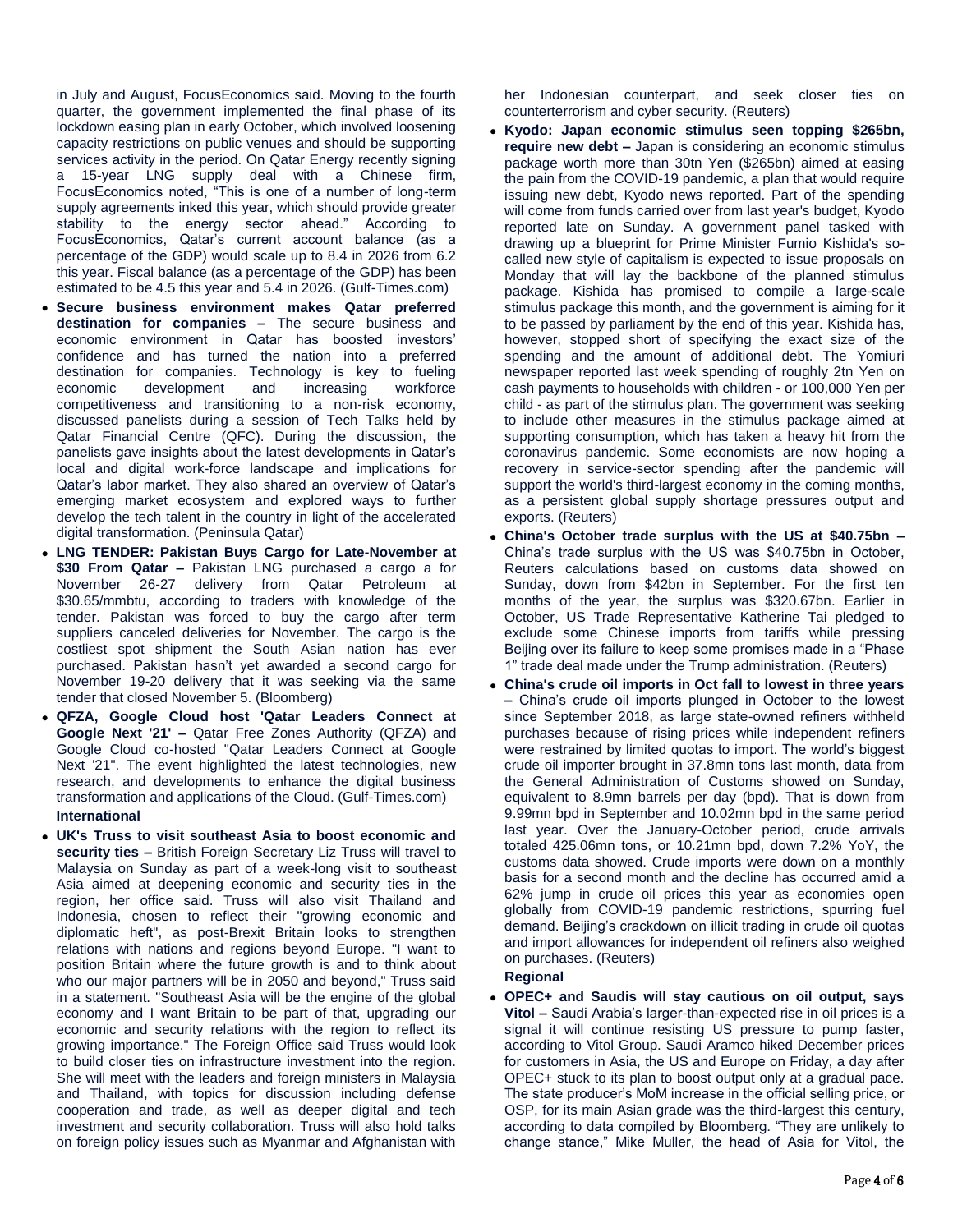in July and August, FocusEconomics said. Moving to the fourth quarter, the government implemented the final phase of its lockdown easing plan in early October, which involved loosening capacity restrictions on public venues and should be supporting services activity in the period. On Qatar Energy recently signing a 15-year LNG supply deal with a Chinese firm, FocusEconomics noted, "This is one of a number of long-term supply agreements inked this year, which should provide greater stability to the energy sector ahead." According to FocusEconomics, Qatar's current account balance (as a percentage of the GDP) would scale up to 8.4 in 2026 from 6.2 this year. Fiscal balance (as a percentage of the GDP) has been estimated to be 4.5 this year and 5.4 in 2026. (Gulf-Times.com)

- **Secure business environment makes Qatar preferred destination for companies –** The secure business and economic environment in Qatar has boosted investors' confidence and has turned the nation into a preferred destination for companies. Technology is key to fueling economic development and increasing workforce competitiveness and transitioning to a non-risk economy, discussed panelists during a session of Tech Talks held by Qatar Financial Centre (QFC). During the discussion, the panelists gave insights about the latest developments in Qatar's local and digital work-force landscape and implications for Qatar's labor market. They also shared an overview of Qatar's emerging market ecosystem and explored ways to further develop the tech talent in the country in light of the accelerated digital transformation. (Peninsula Qatar)
- **LNG TENDER: Pakistan Buys Cargo for Late-November at $30 From Qatar –** Pakistan LNG purchased a cargo a for November 26-27 delivery from Qatar Petroleum at $30.65/mmbtu, according to traders with knowledge of the tender. Pakistan was forced to buy the cargo after term suppliers canceled deliveries for November. The cargo is the costliest spot shipment the South Asian nation has ever purchased. Pakistan hasn't yet awarded a second cargo for November 19-20 delivery that it was seeking via the same tender that closed November 5. (Bloomberg)
- **QFZA, Google Cloud host 'Qatar Leaders Connect at Google Next '21' –** Qatar Free Zones Authority (QFZA) and Google Cloud co-hosted "Qatar Leaders Connect at Google Next '21". The event highlighted the latest technologies, new research, and developments to enhance the digital business transformation and applications of the Cloud. (Gulf-Times.com)

**International**

- **UK's Truss to visit southeast Asia to boost economic and security ties –** British Foreign Secretary Liz Truss will travel to Malaysia on Sunday as part of a week-long visit to southeast Asia aimed at deepening economic and security ties in the region, her office said. Truss will also visit Thailand and Indonesia, chosen to reflect their "growing economic and diplomatic heft", as post-Brexit Britain looks to strengthen relations with nations and regions beyond Europe. "I want to position Britain where the future growth is and to think about who our major partners will be in 2050 and beyond," Truss said in a statement. "Southeast Asia will be the engine of the global economy and I want Britain to be part of that, upgrading our economic and security relations with the region to reflect its growing importance." The Foreign Office said Truss would look to build closer ties on infrastructure investment into the region. She will meet with the leaders and foreign ministers in Malaysia and Thailand, with topics for discussion including defense cooperation and trade, as well as deeper digital and tech investment and security collaboration. Truss will also hold talks on foreign policy issues such as Myanmar and Afghanistan with her Indonesian counterpart, and seek closer ties on counterterrorism and cyber security. (Reuters)
- **Kyodo: Japan economic stimulus seen topping $265bn, require new debt –** Japan is considering an economic stimulus package worth more than 30tn Yen ($265bn) aimed at easing the pain from the COVID-19 pandemic, a plan that would require issuing new debt, Kyodo news reported. Part of the spending will come from funds carried over from last year's budget, Kyodo reported late on Sunday. A government panel tasked with drawing up a blueprint for Prime Minister Fumio Kishida's so-called new style of capitalism is expected to issue proposals on Monday that will lay the backbone of the planned stimulus package. Kishida has promised to compile a large-scale stimulus package this month, and the government is aiming for it to be passed by parliament by the end of this year. Kishida has, however, stopped short of specifying the exact size of the spending and the amount of additional debt. The Yomiuri newspaper reported last week spending of roughly 2tn Yen on cash payments to households with children - or 100,000 Yen per child - as part of the stimulus plan. The government was seeking to include other measures in the stimulus package aimed at supporting consumption, which has taken a heavy hit from the coronavirus pandemic. Some economists are now hoping a recovery in service-sector spending after the pandemic will support the world's third-largest economy in the coming months, as a persistent global supply shortage pressures output and exports. (Reuters)
- **China's October trade surplus with the US at $40.75bn –** China's trade surplus with the US was $40.75bn in October, Reuters calculations based on customs data showed on Sunday, down from $42bn in September. For the first ten months of the year, the surplus was $320.67bn. Earlier in October, US Trade Representative Katherine Tai pledged to exclude some Chinese imports from tariffs while pressing Beijing over its failure to keep some promises made in a "Phase 1" trade deal made under the Trump administration. (Reuters)
- **China's crude oil imports in Oct fall to lowest in three years –** China's crude oil imports plunged in October to the lowest since September 2018, as large state-owned refiners withheld purchases because of rising prices while independent refiners were restrained by limited quotas to import. The world's biggest crude oil importer brought in 37.8mn tons last month, data from the General Administration of Customs showed on Sunday, equivalent to 8.9mn barrels per day (bpd). That is down from 9.99mn bpd in September and 10.02mn bpd in the same period last year. Over the January-October period, crude arrivals totaled 425.06mn tons, or 10.21mn bpd, down 7.2% YoY, the customs data showed. Crude imports were down on a monthly basis for a second month and the decline has occurred amid a 62% jump in crude oil prices this year as economies open globally from COVID-19 pandemic restrictions, spurring fuel demand. Beijing's crackdown on illicit trading in crude oil quotas and import allowances for independent oil refiners also weighed on purchases. (Reuters)

**Regional**

- **OPEC+ and Saudis will stay cautious on oil output, says Vitol –** Saudi Arabia's larger-than-expected rise in oil prices is a signal it will continue resisting US pressure to pump faster, according to Vitol Group. Saudi Aramco hiked December prices for customers in Asia, the US and Europe on Friday, a day after OPEC+ stuck to its plan to boost output only at a gradual pace. The state producer's MoM increase in the official selling price, or OSP, for its main Asian grade was the third-largest this century, according to data compiled by Bloomberg. "They are unlikely to change stance," Mike Muller, the head of Asia for Vitol, the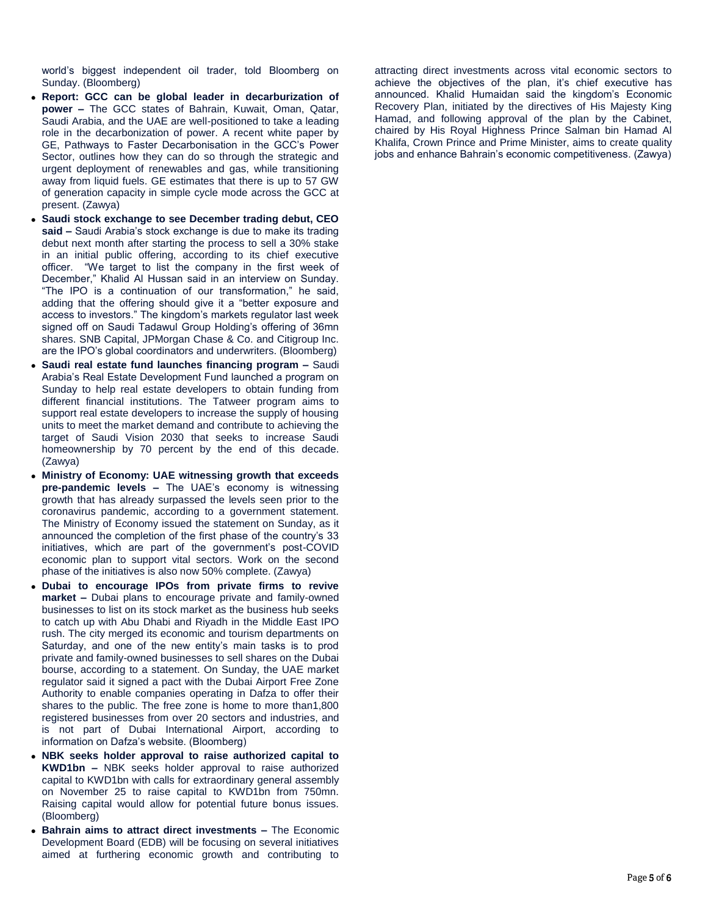world's biggest independent oil trader, told Bloomberg on Sunday. (Bloomberg)

- **Report: GCC can be global leader in decarburization of power –** The GCC states of Bahrain, Kuwait, Oman, Qatar, Saudi Arabia, and the UAE are well-positioned to take a leading role in the decarbonization of power. A recent white paper by GE, Pathways to Faster Decarbonisation in the GCC's Power Sector, outlines how they can do so through the strategic and urgent deployment of renewables and gas, while transitioning away from liquid fuels. GE estimates that there is up to 57 GW of generation capacity in simple cycle mode across the GCC at present. (Zawya)
- **Saudi stock exchange to see December trading debut, CEO said –** Saudi Arabia's stock exchange is due to make its trading debut next month after starting the process to sell a 30% stake in an initial public offering, according to its chief executive officer. "We target to list the company in the first week of December," Khalid Al Hussan said in an interview on Sunday. "The IPO is a continuation of our transformation," he said, adding that the offering should give it a "better exposure and access to investors." The kingdom's markets regulator last week signed off on Saudi Tadawul Group Holding's offering of 36mn shares. SNB Capital, JPMorgan Chase & Co. and Citigroup Inc. are the IPO's global coordinators and underwriters. (Bloomberg)
- **Saudi real estate fund launches financing program –** Saudi Arabia's Real Estate Development Fund launched a program on Sunday to help real estate developers to obtain funding from different financial institutions. The Tatweer program aims to support real estate developers to increase the supply of housing units to meet the market demand and contribute to achieving the target of Saudi Vision 2030 that seeks to increase Saudi homeownership by 70 percent by the end of this decade. (Zawya)
- **Ministry of Economy: UAE witnessing growth that exceeds pre-pandemic levels –** The UAE's economy is witnessing growth that has already surpassed the levels seen prior to the coronavirus pandemic, according to a government statement. The Ministry of Economy issued the statement on Sunday, as it announced the completion of the first phase of the country's 33 initiatives, which are part of the government's post-COVID economic plan to support vital sectors. Work on the second phase of the initiatives is also now 50% complete. (Zawya)
- **Dubai to encourage IPOs from private firms to revive market –** Dubai plans to encourage private and family-owned businesses to list on its stock market as the business hub seeks to catch up with Abu Dhabi and Riyadh in the Middle East IPO rush. The city merged its economic and tourism departments on Saturday, and one of the new entity's main tasks is to prod private and family-owned businesses to sell shares on the Dubai bourse, according to a statement. On Sunday, the UAE market regulator said it signed a pact with the Dubai Airport Free Zone Authority to enable companies operating in Dafza to offer their shares to the public. The free zone is home to more than1,800 registered businesses from over 20 sectors and industries, and is not part of Dubai International Airport, according to information on Dafza's website. (Bloomberg)
- **NBK seeks holder approval to raise authorized capital to KWD1bn –** NBK seeks holder approval to raise authorized capital to KWD1bn with calls for extraordinary general assembly on November 25 to raise capital to KWD1bn from 750mn. Raising capital would allow for potential future bonus issues. (Bloomberg)
- **Bahrain aims to attract direct investments –** The Economic Development Board (EDB) will be focusing on several initiatives aimed at furthering economic growth and contributing to attracting direct investments across vital economic sectors to achieve the objectives of the plan, it's chief executive has announced. Khalid Humaidan said the kingdom's Economic Recovery Plan, initiated by the directives of His Majesty King Hamad, and following approval of the plan by the Cabinet, chaired by His Royal Highness Prince Salman bin Hamad Al Khalifa, Crown Prince and Prime Minister, aims to create quality jobs and enhance Bahrain's economic competitiveness. (Zawya)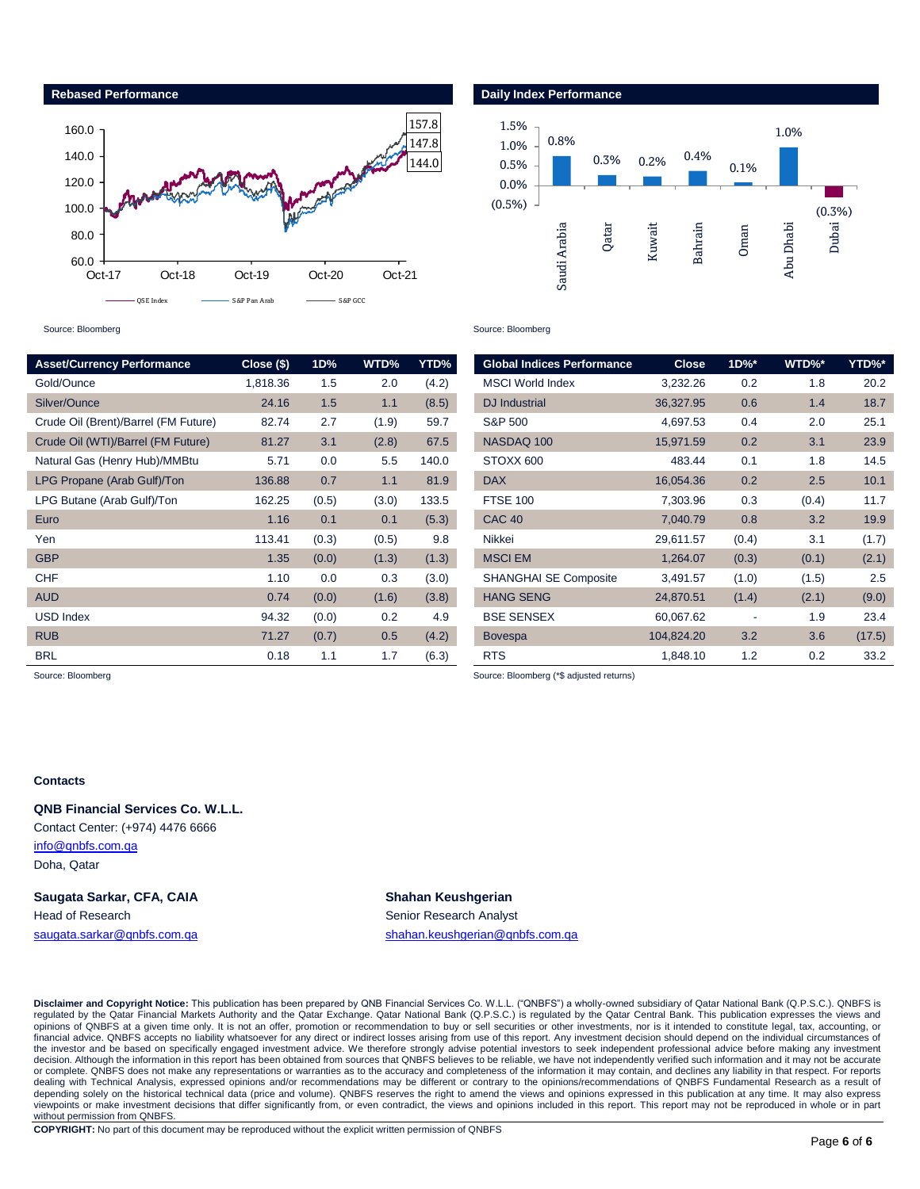## Rebased Performance

160.0
140.0
120.0
100.0
80.0
60.0

157.8
147.8
144.0

Oct-17 Oct-18 Oct-19 Oct-20 Oct-21

QSE Index — S&P Pan Arab — S&P GCC

Source: Bloomberg

## Daily Index Performance

1.5%
1.0%
0.5%
0.0%
(0.5%)

0.8% 0.3% 0.2% 0.4% 0.1% 1.0% (0.3%)

Saudi Arabia Qatar Kuwait Bahrain Oman Abu Dhabi Dubai

Source: Bloomberg

| Asset/Currency Performance | Close ($) | 1D% | WTD% | YTD% |
|---|---|---|---|---|
| Gold/Ounce | 1,818.36 | 1.5 | 2.0 | (4.2) |
| Silver/Ounce | 24.16 | 1.5 | 1.1 | (8.5) |
| Crude Oil (Brent)/Barrel (FM Future) | 82.74 | 2.7 | (1.9) | 59.7 |
| Crude Oil (WTI)/Barrel (FM Future) | 81.27 | 3.1 | (2.8) | 67.5 |
| Natural Gas (Henry Hub)/MMBtu | 5.71 | 0.0 | 5.5 | 140.0 |
| LPG Propane (Arab Gulf)/Ton | 136.88 | 0.7 | 1.1 | 81.9 |
| LPG Butane (Arab Gulf)/Ton | 162.25 | (0.5) | (3.0) | 133.5 |
| Euro | 1.16 | 0.1 | 0.1 | (5.3) |
| Yen | 113.41 | (0.3) | (0.5) | 9.8 |
| GBP | 1.35 | (0.0) | (1.3) | (1.3) |
| CHF | 1.10 | 0.0 | 0.3 | (3.0) |
| AUD | 0.74 | (0.0) | (1.6) | (3.8) |
| USD Index | 94.32 | (0.0) | 0.2 | 4.9 |
| RUB | 71.27 | (0.7) | 0.5 | (4.2) |
| BRL | 0.18 | 1.1 | 1.7 | (6.3) |

Source: Bloomberg

| Global Indices Performance | Close | 1D%* | WTD%* | YTD%* |
|---|---|---|---|---|
| MSCI World Index | 3,232.26 | 0.2 | 1.8 | 20.2 |
| DJ Industrial | 36,327.95 | 0.6 | 1.4 | 18.7 |
| S&P 500 | 4,697.53 | 0.4 | 2.0 | 25.1 |
| NASDAQ 100 | 15,971.59 | 0.2 | 3.1 | 23.9 |
| STOXX 600 | 483.44 | 0.1 | 1.8 | 14.5 |
| DAX | 16,054.36 | 0.2 | 2.5 | 10.1 |
| FTSE 100 | 7,303.96 | 0.3 | (0.4) | 11.7 |
| CAC 40 | 7,040.79 | 0.8 | 3.2 | 19.9 |
| Nikkei | 29,611.57 | (0.4) | 3.1 | (1.7) |
| MSCI EM | 1,264.07 | (0.3) | (0.1) | (2.1) |
| SHANGHAI SE Composite | 3,491.57 | (1.0) | (1.5) | 2.5 |
| HANG SENG | 24,870.51 | (1.4) | (2.1) | (9.0) |
| BSE SENSEX | 60,067.62 | - | 1.9 | 23.4 |
| Bovespa | 104,824.20 | 3.2 | 3.6 | (17.5) |
| RTS | 1,848.10 | 1.2 | 0.2 | 33.2 |

Source: Bloomberg (*$ adjusted returns)

**Contacts**

**QNB Financial Services Co. W.L.L.**
Contact Center: (+974) 4476 6666
info@qnbfs.com.qa
Doha, Qatar

**Saugata Sarkar, CFA, CAIA**
Head of Research
saugata.sarkar@qnbfs.com.qa

**Shahan Keushgerian**
Senior Research Analyst
shahan.keushgerian@qnbfs.com.qa

**Disclaimer and Copyright Notice:** This publication has been prepared by QNB Financial Services Co. W.L.L. ("QNBFS") a wholly-owned subsidiary of Qatar National Bank (Q.P.S.C.). QNBFS is regulated by the Qatar Financial Markets Authority and the Qatar Exchange. Qatar National Bank (Q.P.S.C.) is regulated by the Qatar Central Bank. This publication expresses the views and opinions of QNBFS at a given time only. It is not an offer, promotion or recommendation to buy or sell securities or other investments, nor is it intended to constitute legal, tax, accounting, or financial advice. QNBFS accepts no liability whatsoever for any direct or indirect losses arising from use of this report. Any investment decision should depend on the individual circumstances of the investor and be based on specifically engaged investment advice. We therefore strongly advise potential investors to seek independent professional advice before making any investment decision. Although the information in this report has been obtained from sources that QNBFS believes to be reliable, we have not independently verified such information and it may not be accurate or complete. QNBFS does not make any representations or warranties as to the accuracy and completeness of the information it may contain, and declines any liability in that respect. For reports dealing with Technical Analysis, expressed opinions and/or recommendations may be different or contrary to the opinions/recommendations of QNBFS Fundamental Research as a result of depending solely on the historical technical data (price and volume). QNBFS reserves the right to amend the views and opinions expressed in this publication at any time. It may also express viewpoints or make investment decisions that differ significantly from, or even contradict, the views and opinions included in this report. This report may not be reproduced in whole or in part without permission from QNBFS.

**COPYRIGHT:** No part of this document may be reproduced without the explicit written permission of QNBFS